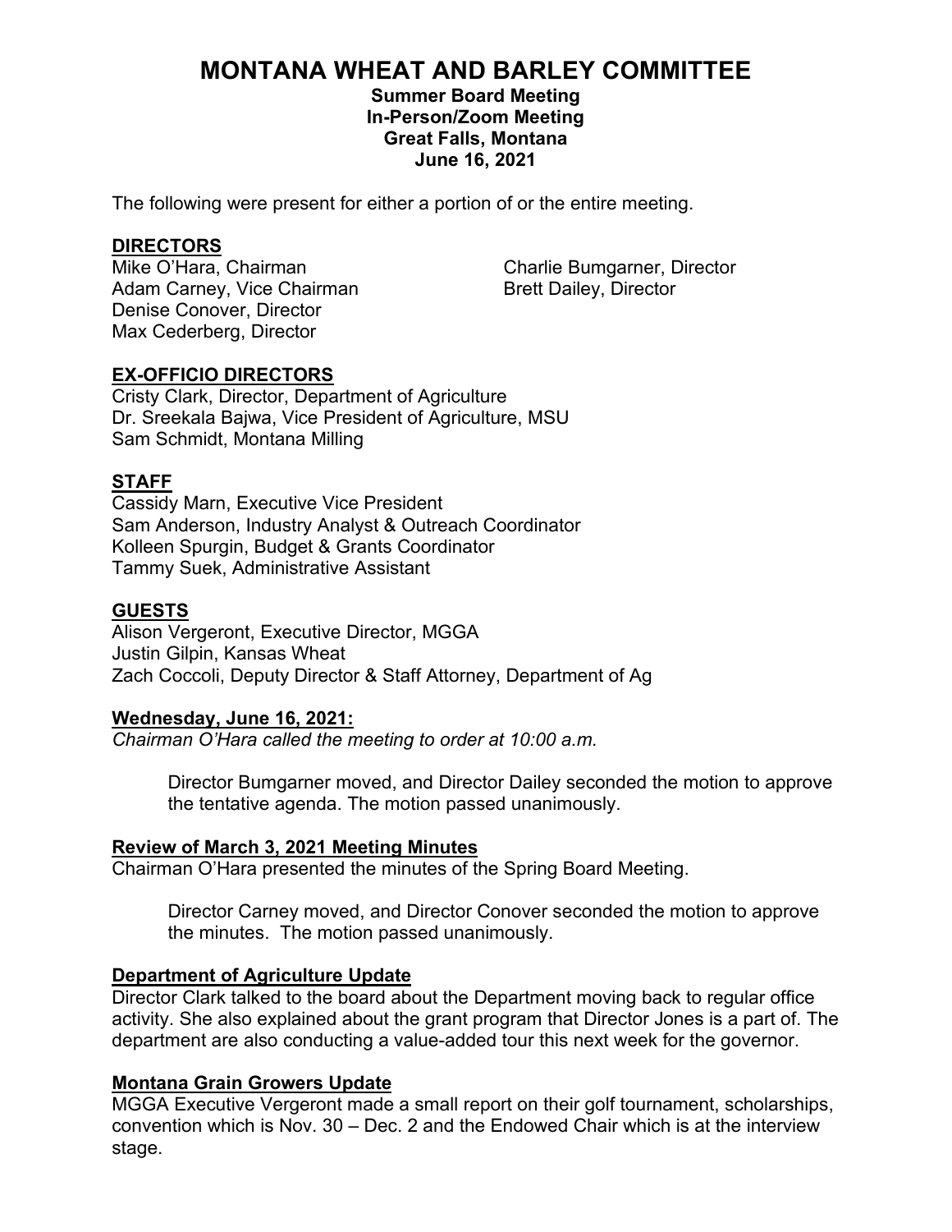# MONTANA WHEAT AND BARLEY COMMITTEE

**Summer Board Meeting**
**In-Person/Zoom Meeting**
**Great Falls, Montana**
**June 16, 2021**

The following were present for either a portion of or the entire meeting.

## DIRECTORS

Mike O'Hara, Chairman
Adam Carney, Vice Chairman
Denise Conover, Director
Max Cederberg, Director
Charlie Bumgarner, Director
Brett Dailey, Director

## EX-OFFICIO DIRECTORS

Cristy Clark, Director, Department of Agriculture
Dr. Sreekala Bajwa, Vice President of Agriculture, MSU
Sam Schmidt, Montana Milling

## STAFF

Cassidy Marn, Executive Vice President
Sam Anderson, Industry Analyst & Outreach Coordinator
Kolleen Spurgin, Budget & Grants Coordinator
Tammy Suek, Administrative Assistant

## GUESTS

Alison Vergeront, Executive Director, MGGA
Justin Gilpin, Kansas Wheat
Zach Coccoli, Deputy Director & Staff Attorney, Department of Ag

## Wednesday, June 16, 2021:

*Chairman O'Hara called the meeting to order at 10:00 a.m.*

> Director Bumgarner moved, and Director Dailey seconded the motion to approve the tentative agenda. The motion passed unanimously.

## Review of March 3, 2021 Meeting Minutes

Chairman O'Hara presented the minutes of the Spring Board Meeting.

> Director Carney moved, and Director Conover seconded the motion to approve the minutes. The motion passed unanimously.

## Department of Agriculture Update

Director Clark talked to the board about the Department moving back to regular office activity. She also explained about the grant program that Director Jones is a part of. The department are also conducting a value-added tour this next week for the governor.

## Montana Grain Growers Update

MGGA Executive Vergeront made a small report on their golf tournament, scholarships, convention which is Nov. 30 – Dec. 2 and the Endowed Chair which is at the interview stage.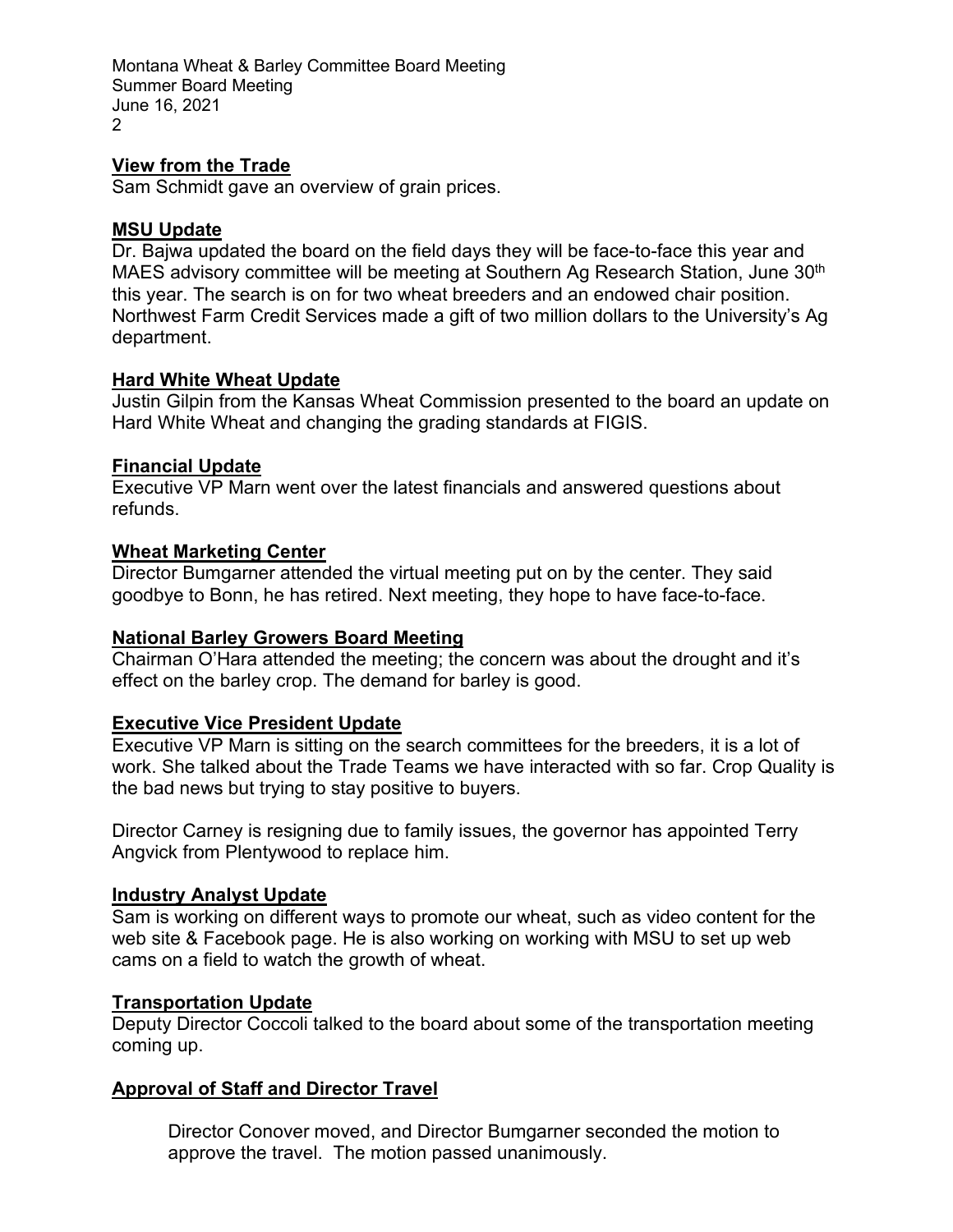### View from the Trade

Sam Schmidt gave an overview of grain prices.

### MSU Update

Dr. Bajwa updated the board on the field days they will be face-to-face this year and MAES advisory committee will be meeting at Southern Ag Research Station, June 30th this year. The search is on for two wheat breeders and an endowed chair position. Northwest Farm Credit Services made a gift of two million dollars to the University's Ag department.

### Hard White Wheat Update

Justin Gilpin from the Kansas Wheat Commission presented to the board an update on Hard White Wheat and changing the grading standards at FIGIS.

### Financial Update

Executive VP Marn went over the latest financials and answered questions about refunds.

### Wheat Marketing Center

Director Bumgarner attended the virtual meeting put on by the center. They said goodbye to Bonn, he has retired. Next meeting, they hope to have face-to-face.

### National Barley Growers Board Meeting

Chairman O'Hara attended the meeting; the concern was about the drought and it's effect on the barley crop. The demand for barley is good.

### Executive Vice President Update

Executive VP Marn is sitting on the search committees for the breeders, it is a lot of work. She talked about the Trade Teams we have interacted with so far. Crop Quality is the bad news but trying to stay positive to buyers.

Director Carney is resigning due to family issues, the governor has appointed Terry Angvick from Plentywood to replace him.

### Industry Analyst Update

Sam is working on different ways to promote our wheat, such as video content for the web site & Facebook page. He is also working on working with MSU to set up web cams on a field to watch the growth of wheat.

### Transportation Update

Deputy Director Coccoli talked to the board about some of the transportation meeting coming up.

### Approval of Staff and Director Travel

Director Conover moved, and Director Bumgarner seconded the motion to approve the travel. The motion passed unanimously.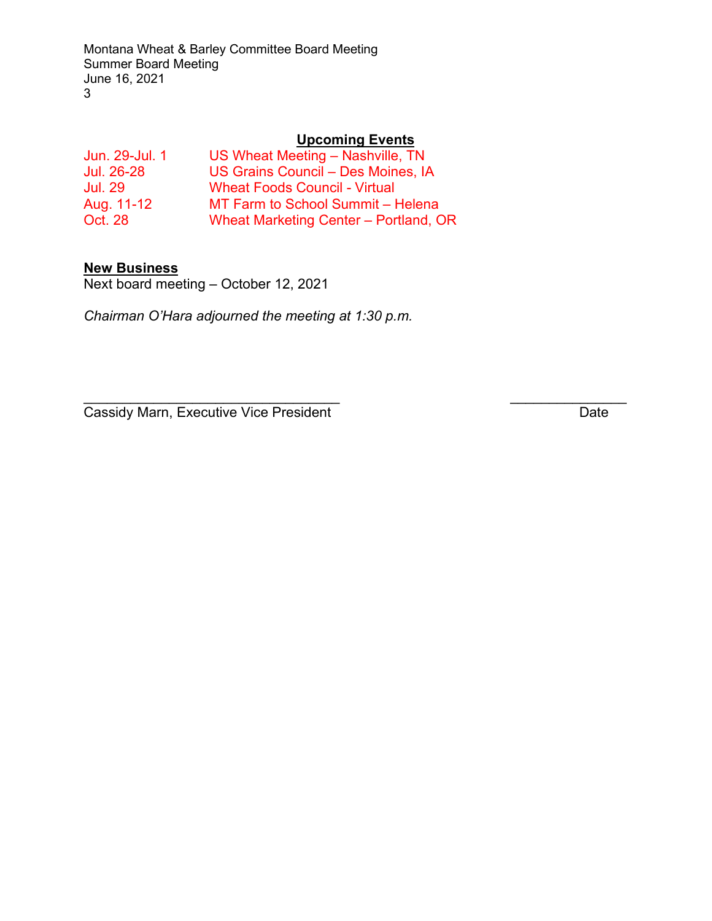## Upcoming Events

| | |
|---|---|
| Jun. 29-Jul. 1 | US Wheat Meeting – Nashville, TN |
| Jul. 26-28 | US Grains Council – Des Moines, IA |
| Jul. 29 | Wheat Foods Council - Virtual |
| Aug. 11-12 | MT Farm to School Summit – Helena |
| Oct. 28 | Wheat Marketing Center – Portland, OR |

## New Business

Next board meeting – October 12, 2021

*Chairman O'Hara adjourned the meeting at 1:30 p.m.*

_________________________________ _______________

Cassidy Marn, Executive Vice President Date